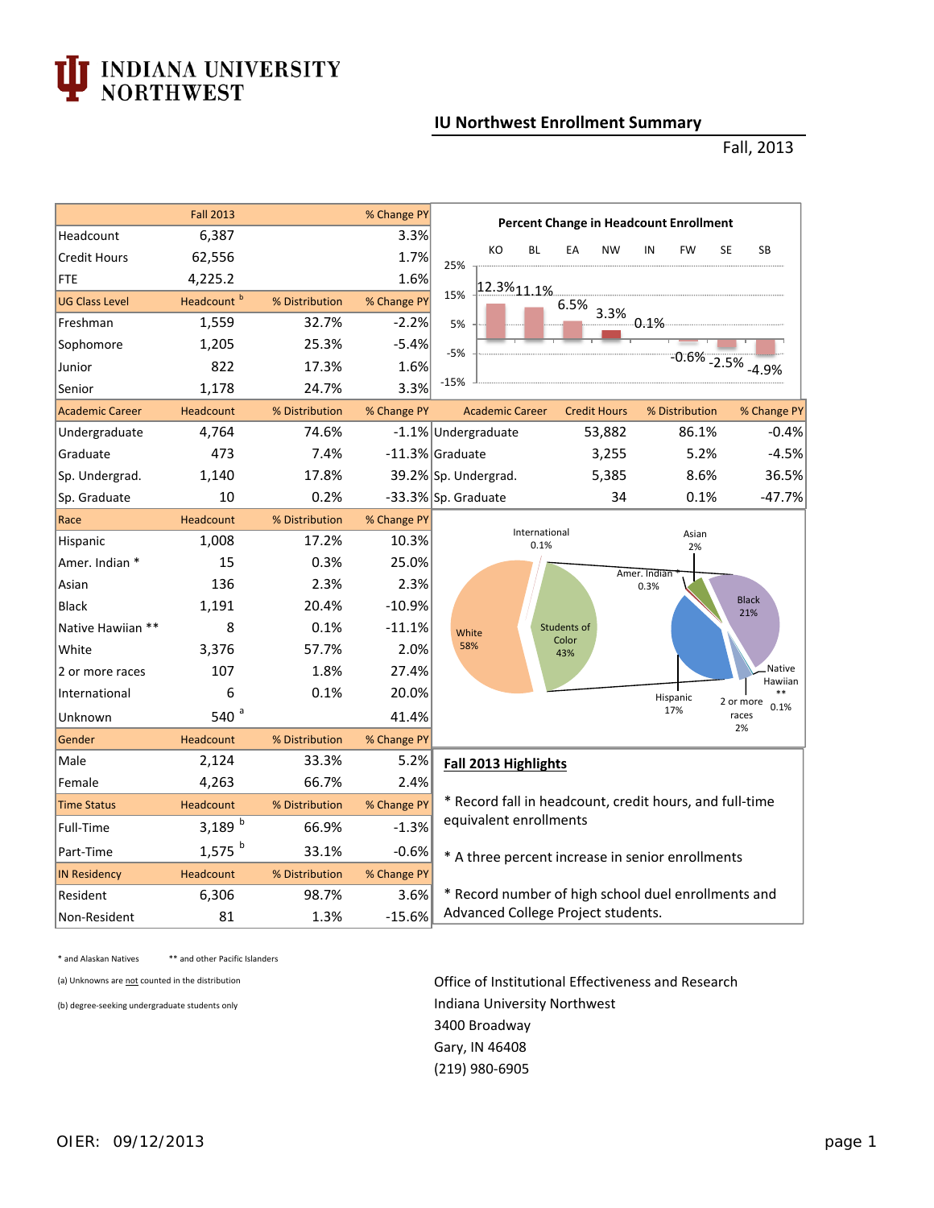# INDIANA UNIVERSITY NORTHWEST

## IU Northwest Enrollment Summary

Fall, 2013

| | Fall 2013 | | % Change PY |
|---|---|---|---|
| Headcount | 6,387 | | 3.3% |
| Credit Hours | 62,556 | | 1.7% |
| FTE | 4,225.2 | | 1.6% |
| **UG Class Level** | **Headcount [b]** | **% Distribution** | **% Change PY** |
| Freshman | 1,559 | 32.7% | -2.2% |
| Sophomore | 1,205 | 25.3% | -5.4% |
| Junior | 822 | 17.3% | 1.6% |
| Senior | 1,178 | 24.7% | 3.3% |
| **Academic Career** | **Headcount** | **% Distribution** | **% Change PY** |
| Undergraduate | 4,764 | 74.6% | -1.1% |
| Graduate | 473 | 7.4% | -11.3% |
| Sp. Undergrad. | 1,140 | 17.8% | 39.2% |
| Sp. Graduate | 10 | 0.2% | -33.3% |
| **Race** | **Headcount** | **% Distribution** | **% Change PY** |
| Hispanic | 1,008 | 17.2% | 10.3% |
| Amer. Indian * | 15 | 0.3% | 25.0% |
| Asian | 136 | 2.3% | 2.3% |
| Black | 1,191 | 20.4% | -10.9% |
| Native Hawiian ** | 8 | 0.1% | -11.1% |
| White | 3,376 | 57.7% | 2.0% |
| 2 or more races | 107 | 1.8% | 27.4% |
| International | 6 | 0.1% | 20.0% |
| Unknown | 540 [a] | | 41.4% |
| **Gender** | **Headcount** | **% Distribution** | **% Change PY** |
| Male | 2,124 | 33.3% | 5.2% |
| Female | 4,263 | 66.7% | 2.4% |
| **Time Status** | **Headcount** | **% Distribution** | **% Change PY** |
| Full-Time | 3,189 [b] | 66.9% | -1.3% |
| Part-Time | 1,575 [b] | 33.1% | -0.6% |
| **IN Residency** | **Headcount** | **% Distribution** | **% Change PY** |
| Resident | 6,306 | 98.7% | 3.6% |
| Non-Resident | 81 | 1.3% | -15.6% |

**Percent Change in Headcount Enrollment**

| KO | BL | EA | NW | IN | FW | SE | SB |
|---|---|---|---|---|---|---|---|
| 12.3% | 11.1% | 6.5% | 3.3% | 0.1% | -0.6% | -2.5% | -4.9% |

| Academic Career | Credit Hours | % Distribution | % Change PY |
|---|---|---|---|
| Undergraduate | 53,882 | 86.1% | -0.4% |
| Graduate | 3,255 | 5.2% | -4.5% |
| Sp. Undergrad. | 5,385 | 8.6% | 36.5% |
| Sp. Graduate | 34 | 0.1% | -47.7% |

White 58%; Students of Color 43%; International 0.1%; Asian 2%; Amer. Indian * 0.3%; Black 21%; Native Hawiian ** 0.1%; 2 or more races 2%; Hispanic 17%

### Fall 2013 Highlights

* Record fall in headcount, credit hours, and full-time equivalent enrollments

* A three percent increase in senior enrollments

* Record number of high school duel enrollments and Advanced College Project students.

\* and Alaskan Natives  ** and other Pacific Islanders

(a) Unknowns are not counted in the distribution

(b) degree-seeking undergraduate students only

Office of Institutional Effectiveness and Research
Indiana University Northwest
3400 Broadway
Gary, IN 46408
(219) 980-6905

OIER: 09/12/2013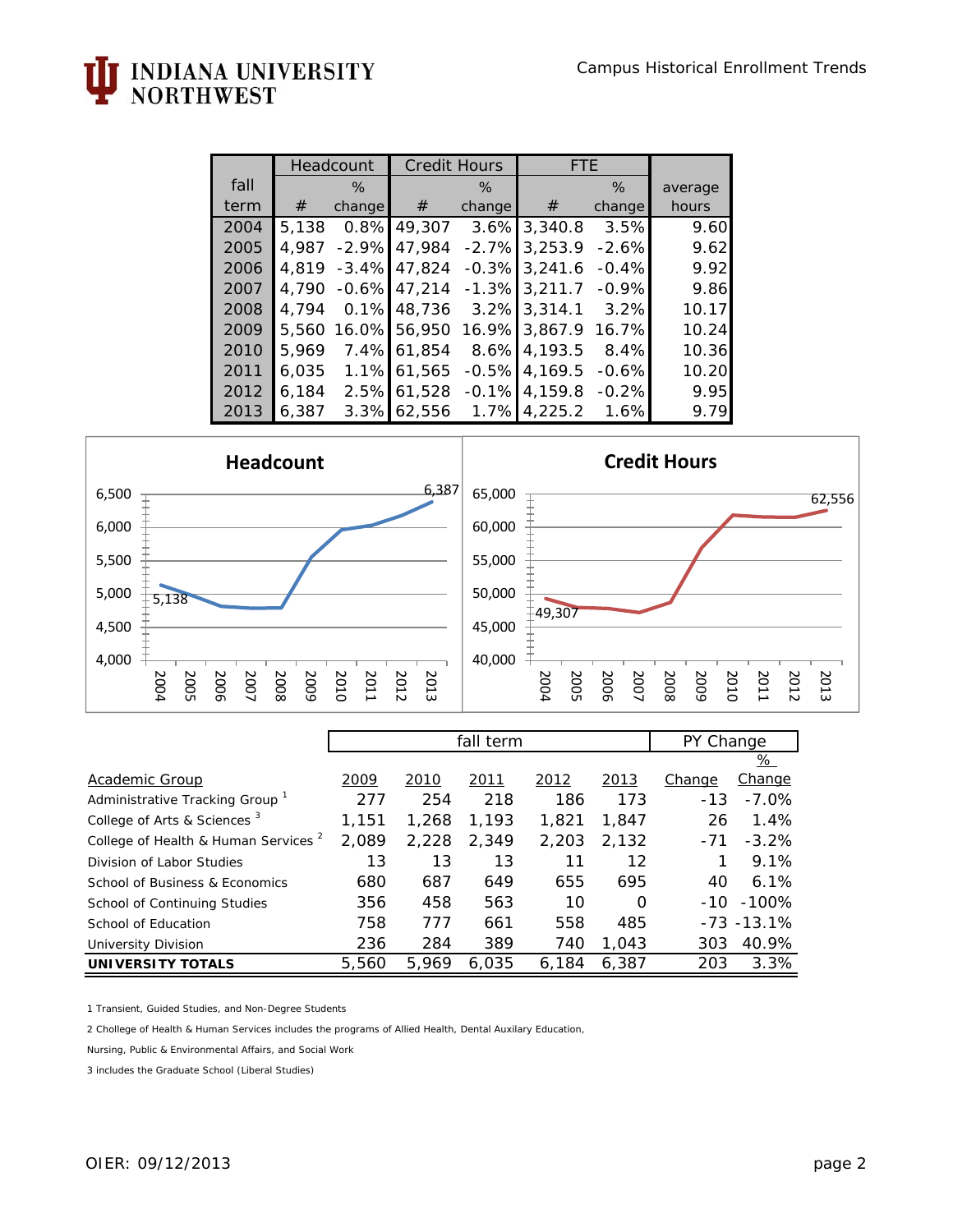# INDIANA UNIVERSITY NORTHWEST

Campus Historical Enrollment Trends

| fall term | Headcount # | Headcount % change | Credit Hours # | Credit Hours % change | FTE # | FTE % change | average hours |
|---|---|---|---|---|---|---|---|
| 2004 | 5,138 | 0.8% | 49,307 | 3.6% | 3,340.8 | 3.5% | 9.60 |
| 2005 | 4,987 | -2.9% | 47,984 | -2.7% | 3,253.9 | -2.6% | 9.62 |
| 2006 | 4,819 | -3.4% | 47,824 | -0.3% | 3,241.6 | -0.4% | 9.92 |
| 2007 | 4,790 | -0.6% | 47,214 | -1.3% | 3,211.7 | -0.9% | 9.86 |
| 2008 | 4,794 | 0.1% | 48,736 | 3.2% | 3,314.1 | 3.2% | 10.17 |
| 2009 | 5,560 | 16.0% | 56,950 | 16.9% | 3,867.9 | 16.7% | 10.24 |
| 2010 | 5,969 | 7.4% | 61,854 | 8.6% | 4,193.5 | 8.4% | 10.36 |
| 2011 | 6,035 | 1.1% | 61,565 | -0.5% | 4,169.5 | -0.6% | 10.20 |
| 2012 | 6,184 | 2.5% | 61,528 | -0.1% | 4,159.8 | -0.2% | 9.95 |
| 2013 | 6,387 | 3.3% | 62,556 | 1.7% | 4,225.2 | 1.6% | 9.79 |

**Headcount**

6,500
6,000
5,500
5,000
4,500
4,000
5,138
6,387
2004 2005 2006 2007 2008 2009 2010 2011 2012 2013

**Credit Hours**

65,000
60,000
55,000
50,000
45,000
40,000
49,307
62,556
2004 2005 2006 2007 2008 2009 2010 2011 2012 2013

| Academic Group | fall term 2009 | 2010 | 2011 | 2012 | 2013 | PY Change Change | % Change |
|---|---|---|---|---|---|---|---|
| Administrative Tracking Group [1] | 277 | 254 | 218 | 186 | 173 | -13 | -7.0% |
| College of Arts & Sciences [3] | 1,151 | 1,268 | 1,193 | 1,821 | 1,847 | 26 | 1.4% |
| College of Health & Human Services [2] | 2,089 | 2,228 | 2,349 | 2,203 | 2,132 | -71 | -3.2% |
| Division of Labor Studies | 13 | 13 | 13 | 11 | 12 | 1 | 9.1% |
| School of Business & Economics | 680 | 687 | 649 | 655 | 695 | 40 | 6.1% |
| School of Continuing Studies | 356 | 458 | 563 | 10 | 0 | -10 | -100% |
| School of Education | 758 | 777 | 661 | 558 | 485 | -73 | -13.1% |
| University Division | 236 | 284 | 389 | 740 | 1,043 | 303 | 40.9% |
| **UNIVERSITY TOTALS** | 5,560 | 5,969 | 6,035 | 6,184 | 6,387 | 203 | 3.3% |

1 Transient, Guided Studies, and Non-Degree Students

2 Chollege of Health & Human Services includes the programs of Allied Health, Dental Auxilary Education, Nursing, Public & Environmental Affairs, and Social Work

3 includes the Graduate School (Liberal Studies)

OIER: 09/12/2013